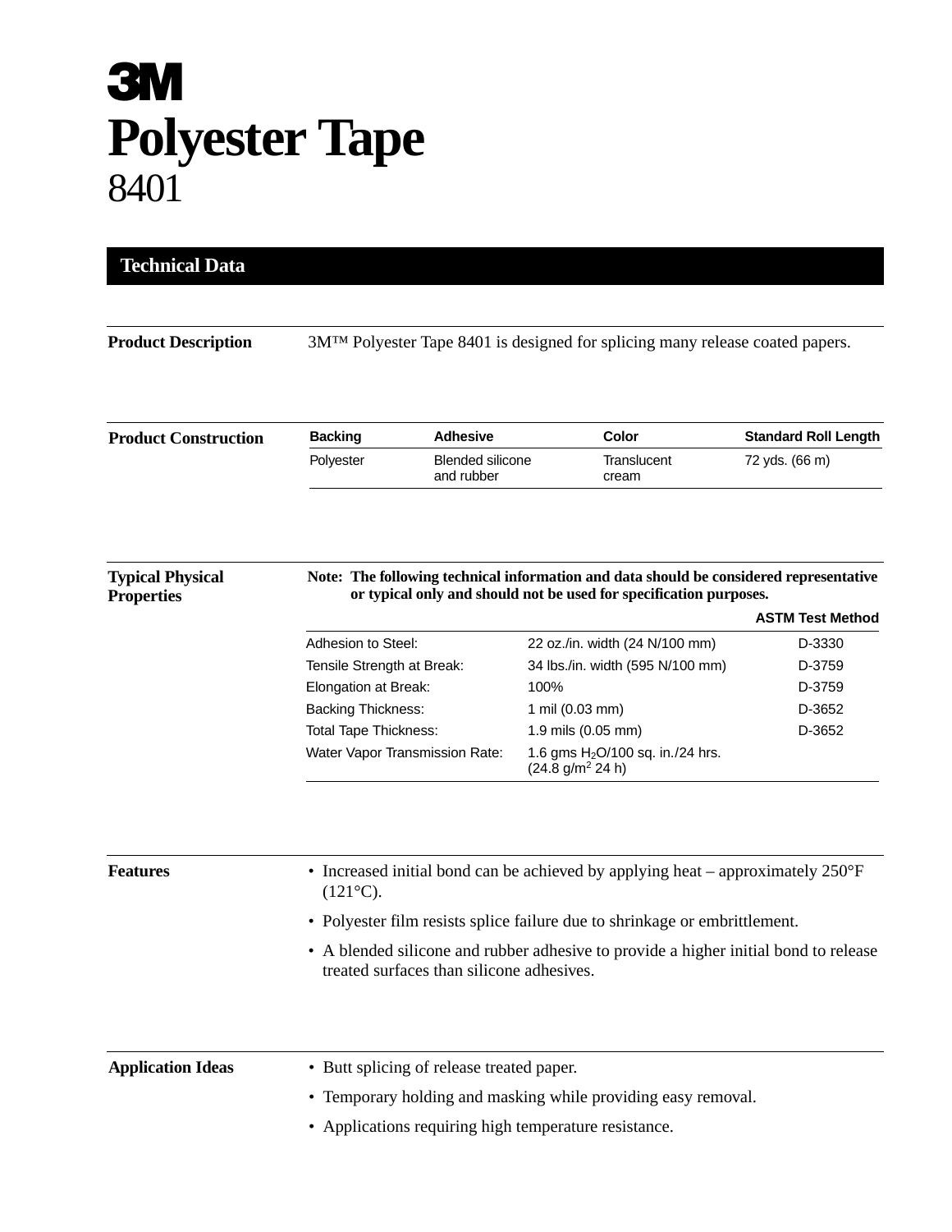# 3M

# Polyester Tape

## 8401

## Technical Data

**Product Description**

3M™ Polyester Tape 8401 is designed for splicing many release coated papers.

**Product Construction**

| Backing | Adhesive | Color | Standard Roll Length |
|---|---|---|---|
| Polyester | Blended silicone and rubber | Translucent cream | 72 yds. (66 m) |

**Typical Physical Properties**

**Note: The following technical information and data should be considered representative or typical only and should not be used for specification purposes.**

| | | ASTM Test Method |
|---|---|---|
| Adhesion to Steel: | 22 oz./in. width (24 N/100 mm) | D-3330 |
| Tensile Strength at Break: | 34 lbs./in. width (595 N/100 mm) | D-3759 |
| Elongation at Break: | 100% | D-3759 |
| Backing Thickness: | 1 mil (0.03 mm) | D-3652 |
| Total Tape Thickness: | 1.9 mils (0.05 mm) | D-3652 |
| Water Vapor Transmission Rate: | 1.6 gms $H_2O$/100 sq. in./24 hrs. (24.8 g/$m^2$ 24 h) | |

**Features**

- Increased initial bond can be achieved by applying heat – approximately 250°F (121°C).
- Polyester film resists splice failure due to shrinkage or embrittlement.
- A blended silicone and rubber adhesive to provide a higher initial bond to release treated surfaces than silicone adhesives.

**Application Ideas**

- Butt splicing of release treated paper.
- Temporary holding and masking while providing easy removal.
- Applications requiring high temperature resistance.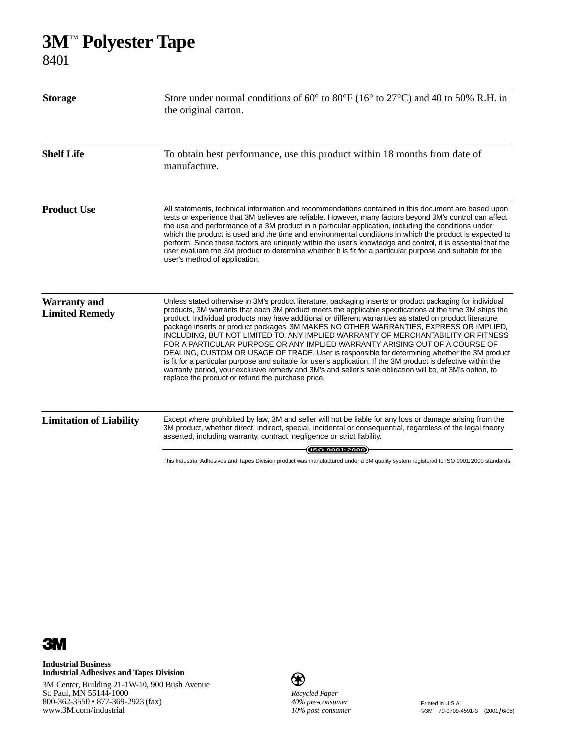# 3M™ Polyester Tape

8401

| | |
|---|---|
| **Storage** | Store under normal conditions of 60° to 80°F (16° to 27°C) and 40 to 50% R.H. in the original carton. |
| **Shelf Life** | To obtain best performance, use this product within 18 months from date of manufacture. |
| **Product Use** | All statements, technical information and recommendations contained in this document are based upon tests or experience that 3M believes are reliable. However, many factors beyond 3M's control can affect the use and performance of a 3M product in a particular application, including the conditions under which the product is used and the time and environmental conditions in which the product is expected to perform. Since these factors are uniquely within the user's knowledge and control, it is essential that the user evaluate the 3M product to determine whether it is fit for a particular purpose and suitable for the user's method of application. |
| **Warranty and Limited Remedy** | Unless stated otherwise in 3M's product literature, packaging inserts or product packaging for individual products, 3M warrants that each 3M product meets the applicable specifications at the time 3M ships the product. Individual products may have additional or different warranties as stated on product literature, package inserts or product packages. 3M MAKES NO OTHER WARRANTIES, EXPRESS OR IMPLIED, INCLUDING, BUT NOT LIMITED TO, ANY IMPLIED WARRANTY OF MERCHANTABILITY OR FITNESS FOR A PARTICULAR PURPOSE OR ANY IMPLIED WARRANTY ARISING OUT OF A COURSE OF DEALING, CUSTOM OR USAGE OF TRADE. User is responsible for determining whether the 3M product is fit for a particular purpose and suitable for user's application. If the 3M product is defective within the warranty period, your exclusive remedy and 3M's and seller's sole obligation will be, at 3M's option, to replace the product or refund the purchase price. |
| **Limitation of Liability** | Except where prohibited by law, 3M and seller will not be liable for any loss or damage arising from the 3M product, whether direct, indirect, special, incidental or consequential, regardless of the legal theory asserted, including warranty, contract, negligence or strict liability. |

ISO 9001:2000

This Industrial Adhesives and Tapes Division product was manufactured under a 3M quality system registered to ISO 9001:2000 standards.

3M

**Industrial Business**
**Industrial Adhesives and Tapes Division**

3M Center, Building 21-1W-10, 900 Bush Avenue
St. Paul, MN 55144-1000
800-362-3550 • 877-369-2923 (fax)
www.3M.com/industrial

*Recycled Paper*
*40% pre-consumer*
*10% post-consumer*

Printed in U.S.A.
©3M 70-0709-4591-3 (2001/6/05)